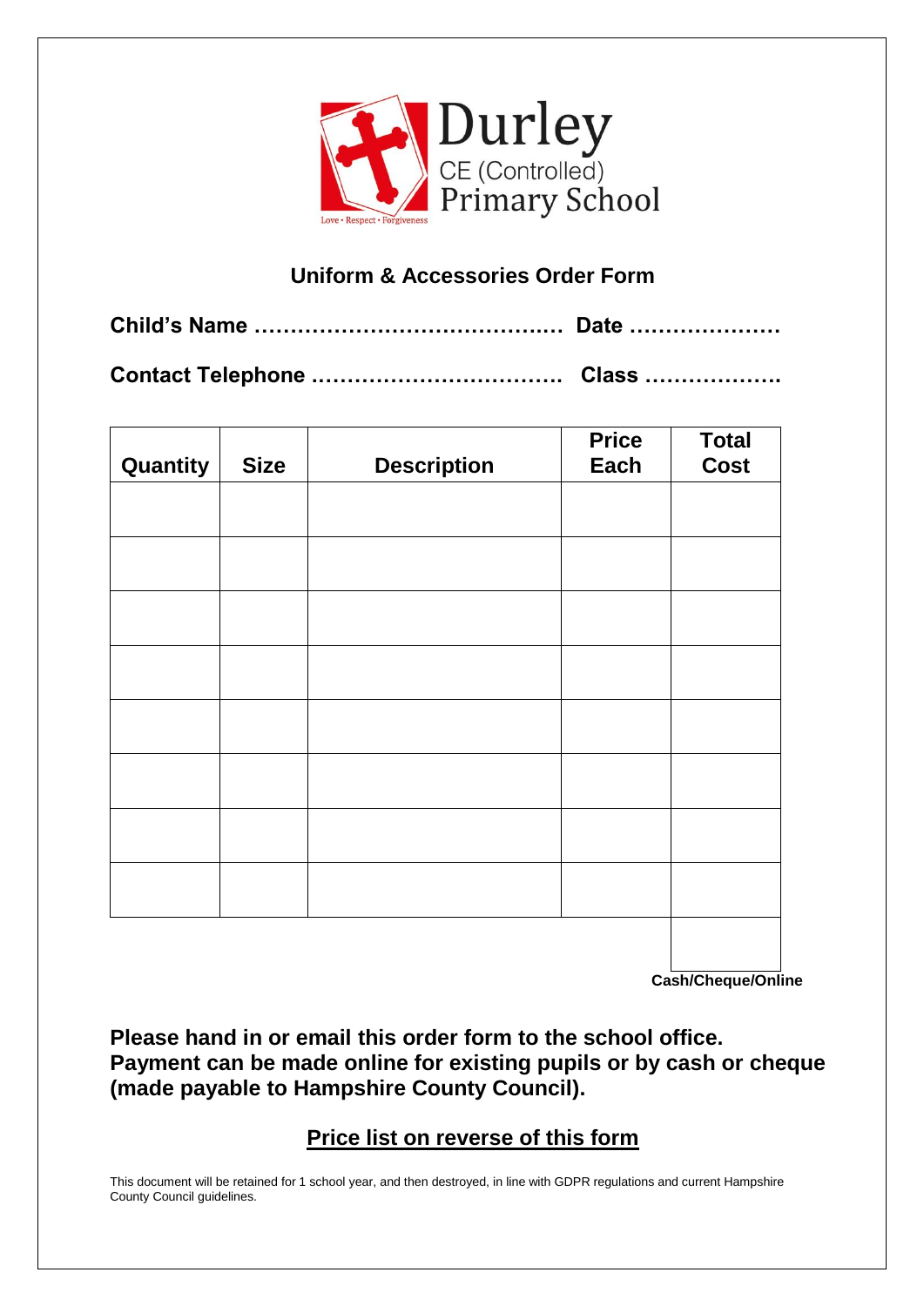Durley
CE (Controlled)
Primary School

Love • Respect • Forgiveness

## Uniform & Accessories Order Form

**Child's Name …………………………………..… Date …………………**

**Contact Telephone ……………………………. Class ……………….**

| Quantity | Size | Description | Price Each | Total Cost |
|---|---|---|---|---|
| | | | | |
| | | | | |
| | | | | |
| | | | | |
| | | | | |
| | | | | |
| | | | | |
| | | | | |
| | | | | |

**Cash/Cheque/Online**

**Please hand in or email this order form to the school office. Payment can be made online for existing pupils or by cash or cheque (made payable to Hampshire County Council).**

**<u>Price list on reverse of this form</u>**

This document will be retained for 1 school year, and then destroyed, in line with GDPR regulations and current Hampshire County Council guidelines.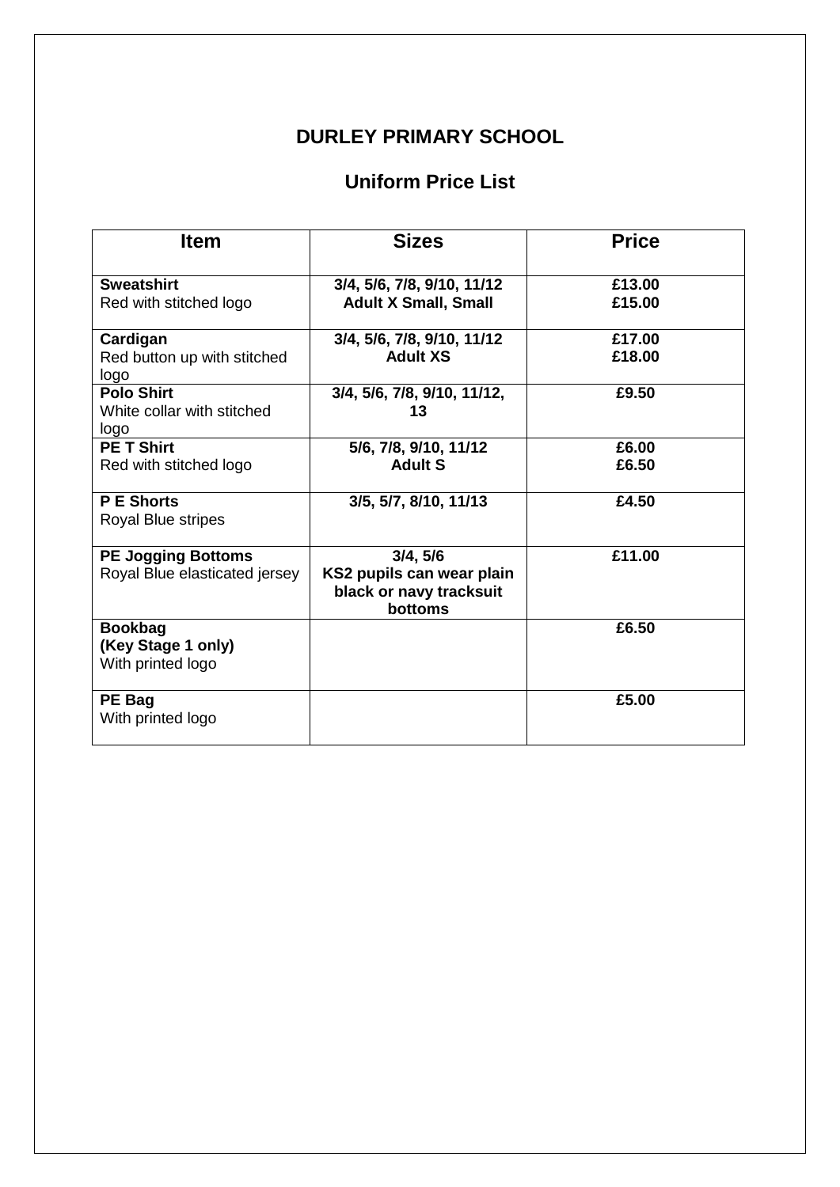# DURLEY PRIMARY SCHOOL

## Uniform Price List

| Item | Sizes | Price |
|---|---|---|
| **Sweatshirt**<br>Red with stitched logo | **3/4, 5/6, 7/8, 9/10, 11/12**<br>**Adult X Small, Small** | **£13.00**<br>**£15.00** |
| **Cardigan**<br>Red button up with stitched logo | **3/4, 5/6, 7/8, 9/10, 11/12**<br>**Adult XS** | **£17.00**<br>**£18.00** |
| **Polo Shirt**<br>White collar with stitched logo | **3/4, 5/6, 7/8, 9/10, 11/12, 13** | **£9.50** |
| **PE T Shirt**<br>Red with stitched logo | **5/6, 7/8, 9/10, 11/12**<br>**Adult S** | **£6.00**<br>**£6.50** |
| **P E Shorts**<br>Royal Blue stripes | **3/5, 5/7, 8/10, 11/13** | **£4.50** |
| **PE Jogging Bottoms**<br>Royal Blue elasticated jersey | **3/4, 5/6**<br>**KS2 pupils can wear plain black or navy tracksuit bottoms** | **£11.00** |
| **Bookbag**<br>**(Key Stage 1 only)**<br>With printed logo | | **£6.50** |
| **PE Bag**<br>With printed logo | | **£5.00** |